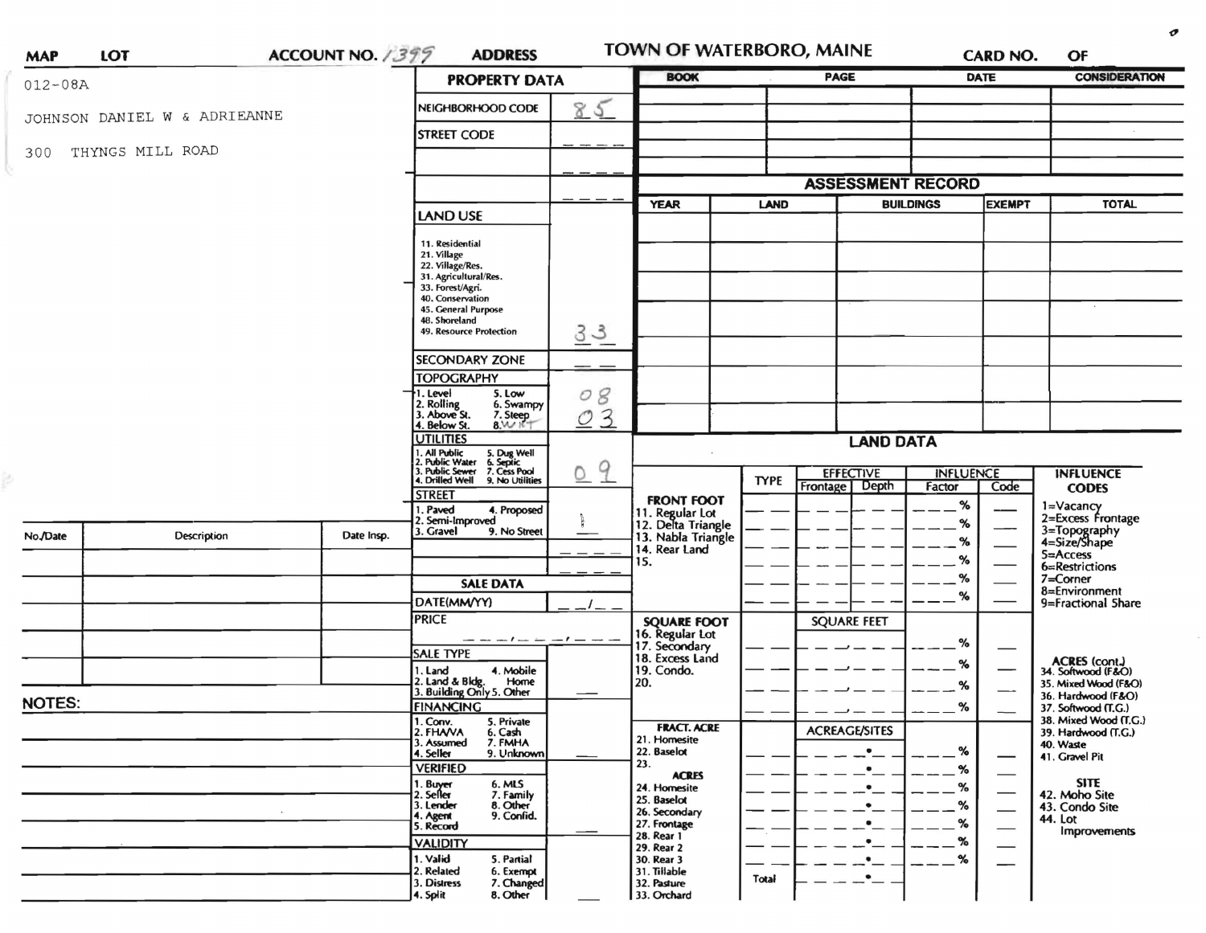MAP LOT ACCOUNT NO. 1399 ADDRESS

# TOWN OF WATERBORO, MAINE

CARD NO. OF

012-08A

JOHNSON DANIEL W & ADRIEANNE

300 THYNGS MILL ROAD

## PROPERTY DATA

| | |
|---|---|
| NEIGHBORHOOD CODE | 85 |
| STREET CODE | |
| LAND USE<br>11. Residential<br>21. Village<br>22. Village/Res.<br>31. Agricultural/Res.<br>33. Forest/Agri.<br>40. Conservation<br>45. General Purpose<br>48. Shoreland<br>49. Resource Protection | 33 |
| SECONDARY ZONE | |
| TOPOGRAPHY<br>1. Level 5. Low<br>2. Rolling 6. Swampy<br>3. Above St. 7. Steep<br>4. Below St. 8. WKT | 08<br>03 |
| UTILITIES<br>1. All Public 5. Dug Well<br>2. Public Water 6. Septic<br>3. Public Sewer 7. Cess Pool<br>4. Drilled Well 9. No Utilities | 09 |
| STREET<br>1. Paved 4. Proposed<br>2. Semi-Improved<br>3. Gravel 9. No Street | |

## SALE DATA

| | |
|---|---|
| DATE(MM/YY) | |
| PRICE | |
| SALE TYPE<br>1. Land 4. Mobile Home<br>2. Land & Bldg.<br>3. Building Only 5. Other | |
| FINANCING<br>1. Conv. 5. Private<br>2. FHA/VA 6. Cash<br>3. Assumed 7. FMHA<br>4. Seller 9. Unknown | |
| VERIFIED<br>1. Buyer 6. MLS<br>2. Seller 7. Family<br>3. Lender 8. Other<br>4. Agent 9. Confid.<br>5. Record | |
| VALIDITY<br>1. Valid 5. Partial<br>2. Related 6. Exempt<br>3. Distress 7. Changed<br>4. Split 8. Other | |

| BOOK | PAGE | DATE | CONSIDERATION |
|---|---|---|---|
| | | | |
| | | | |
| | | | |
| | | | |
| | | | |

## ASSESSMENT RECORD

| YEAR | LAND | BUILDINGS | EXEMPT | TOTAL |
|---|---|---|---|---|
| | | | | |
| | | | | |
| | | | | |
| | | | | |
| | | | | |
| | | | | |
| | | | | |

## LAND DATA

| | TYPE | EFFECTIVE Frontage | EFFECTIVE Depth | INFLUENCE Factor | INFLUENCE Code |
|---|---|---|---|---|---|
| FRONT FOOT<br>11. Regular Lot<br>12. Delta Triangle<br>13. Nabla Triangle<br>14. Rear Land<br>15. | | | | % | |
| SQUARE FOOT<br>16. Regular Lot<br>17. Secondary<br>18. Excess Land<br>19. Condo.<br>20. | | SQUARE FEET | | % | |
| FRACT. ACRE<br>21. Homesite<br>22. Baselot<br>23.<br>ACRES<br>24. Homesite<br>25. Baselot<br>26. Secondary<br>27. Frontage<br>28. Rear 1<br>29. Rear 2<br>30. Rear 3<br>31. Tillable<br>32. Pasture<br>33. Orchard | Total | ACREAGE/SITES | | % | |

INFLUENCE CODES
1=Vacancy
2=Excess Frontage
3=Topography
4=Size/Shape
5=Access
6=Restrictions
7=Corner
8=Environment
9=Fractional Share

ACRES (cont.)
34. Softwood (F&O)
35. Mixed Wood (F&O)
36. Hardwood (F&O)
37. Softwood (T.G.)
38. Mixed Wood (T.G.)
39. Hardwood (T.G.)
40. Waste
41. Gravel Pit

SITE
42. Moho Site
43. Condo Site
44. Lot Improvements

| No./Date | Description | Date Insp. |
|---|---|---|
| | | |
| | | |
| | | |
| | | |
| | | |

NOTES: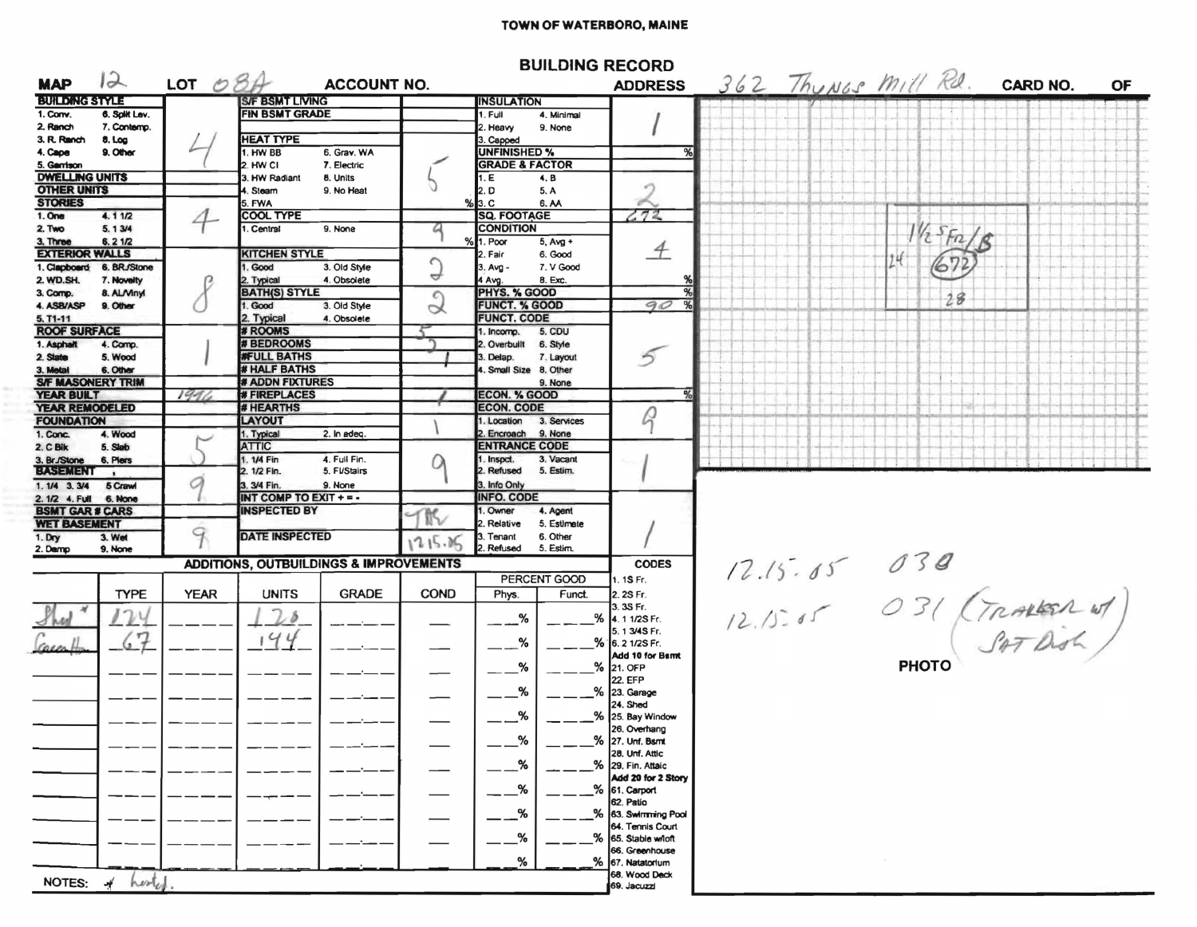TOWN OF WATERBORO, MAINE

# BUILDING RECORD

**MAP** 12 **LOT** 08A **ACCOUNT NO.** **ADDRESS** 362 Thyngs Mill Rd. **CARD NO.** **OF**

| | | | | | |
|---|---|---|---|---|---|
| **BUILDING STYLE** 1. Conv. 6. Split Lev. 2. Ranch 7. Contemp. 3. R. Ranch 8. Log 4. Cape 9. Other 5. Garrison | 4 | **S/F BSMT LIVING** | | **INSULATION** 1. Full 4. Minimal 2. Heavy 9. None 3. Capped | 1 |
| **DWELLING UNITS** | | **FIN BSMT GRADE** | | **UNFINISHED %** | % |
| **OTHER UNITS** | | **HEAT TYPE** 1. HW BB 6. Grav. WA 2. HW CI 7. Electric 3. HW Radiant 8. Units 4. Steam 9. No Heat 5. FWA | 5 % | **GRADE & FACTOR** 1. E 4. B 2. D 5. A 3. C 6. AA | 2 |
| **STORIES** 1. One 4. 1 1/2 2. Two 5. 1 3/4 3. Three 6. 2 1/2 | 4 | **COOL TYPE** 1. Central 9. None | 9 % | **SQ. FOOTAGE** | 672 |
| **EXTERIOR WALLS** 1. Clapboard 6. BR/Stone 2. WD.SH. 7. Novelty 3. Comp. 8. AL/Vinyl 4. ASB/ASP 9. Other 5. T1-11 | 8 | **KITCHEN STYLE** 1. Good 3. Old Style 2. Typical 4. Obsolete | 2 | **CONDITION** 1. Poor 5. Avg + 2. Fair 6. Good 3. Avg - 7. V Good 4 Avg. 8. Exc. | 4 |
| | | **BATH(S) STYLE** 1. Good 3. Old Style 2. Typical 4. Obsolete | 2 | **PHYS. % GOOD** | % |
| **ROOF SURFACE** 1. Asphalt 4. Comp. 2. Slate 5. Wood 3. Metal 6. Other | 1 | **# ROOMS** | 5 | **FUNCT. % GOOD** | 90 % |
| | | **# BEDROOMS** | 2 | **FUNCT. CODE** 1. Incomp. 5. CDU 2. Overbuilt 6. Style 3. Deprep. 7. Layout 4. Small Size 8. Other 9. None | 5 |
| | | **#FULL BATHS** | 1 | | |
| **S/F MASONRY TRIM** | | **# HALF BATHS** | | | |
| | | **# ADDN FIXTURES** | | | |
| **YEAR BUILT** | 1996 | **# FIREPLACES** | 1 | **ECON. % GOOD** | % |
| **YEAR REMODELED** | | **# HEARTHS** | | **ECON. CODE** 1. Location 3. Services 2. Encroach 9. None | 9 |
| **FOUNDATION** 1. Conc. 4. Wood 2. C Blk 5. Slab 3. Br./Stone 6. Piers | 5 | **LAYOUT** 1. Typical 2. In adeq. | 1 | | |
| | | **ATTIC** 1. 1/4 Fin 4. Full Fin. 2. 1/2 Fin. 5. Fl/Stairs 3. 3/4 Fin. 9. None | 9 | **ENTRANCE CODE** 1. Inspct. 3. Vacant 2. Refused 5. Estim. 3. Info Only | 1 |
| **BASEMENT** 1. 1/4 3. 3/4 5 Crawl 2. 1/2 4. Full 6. None | 9 | **INT COMP TO EXIT + = -** | | | |
| **BSMT GAR # CARS** | | **INSPECTED BY** | TMR | **INFO. CODE** 1. Owner 4. Agent 2. Relative 5. Estimate 3. Tenant 6. Other 2. Refused 5. Estim. | 1 |
| **WET BASEMENT** 1. Dry 3. Wet 2. Damp 9. None | 9 | **DATE INSPECTED** | 12.15.05 | | |

Sketch: 1 1/2 S Fr/B (672), 24 x 28

## ADDITIONS, OUTBUILDINGS & IMPROVEMENTS

| | TYPE | YEAR | UNITS | GRADE | COND | PERCENT GOOD Phys. | PERCENT GOOD Funct. |
|---|---|---|---|---|---|---|---|
| Shed * | 124 | | 120 | | | % | % |
| Green Hse | 67 | | 144 | | | % | % |
| | | | | | | % | % |
| | | | | | | % | % |
| | | | | | | % | % |
| | | | | | | % | % |
| | | | | | | % | % |
| | | | | | | % | % |
| | | | | | | % | % |
| | | | | | | % | % |
| | | | | | | % | % |

NOTES: * heated.

**CODES**
1. 1S Fr.
2. 2S Fr.
3. 3S Fr.
4. 1 1/2S Fr.
5. 1 3/4S Fr.
6. 2 1/2S Fr.
Add 10 for Bsmt
21. OFP
22. EFP
23. Garage
24. Shed
25. Bay Window
26. Overhang
27. Unf. Bsmt
28. Unf. Attic
29. Fin. Attaic
Add 20 for 2 Story
61. Carport
62. Patio
63. Swimming Pool
64. Tennis Court
65. Stable w/loft
66. Greenhouse
67. Natatorium
68. Wood Deck
69. Jacuzzi

12.15.05 030
12.15.05 031 (Trailer w/ Sat Dish)

PHOTO